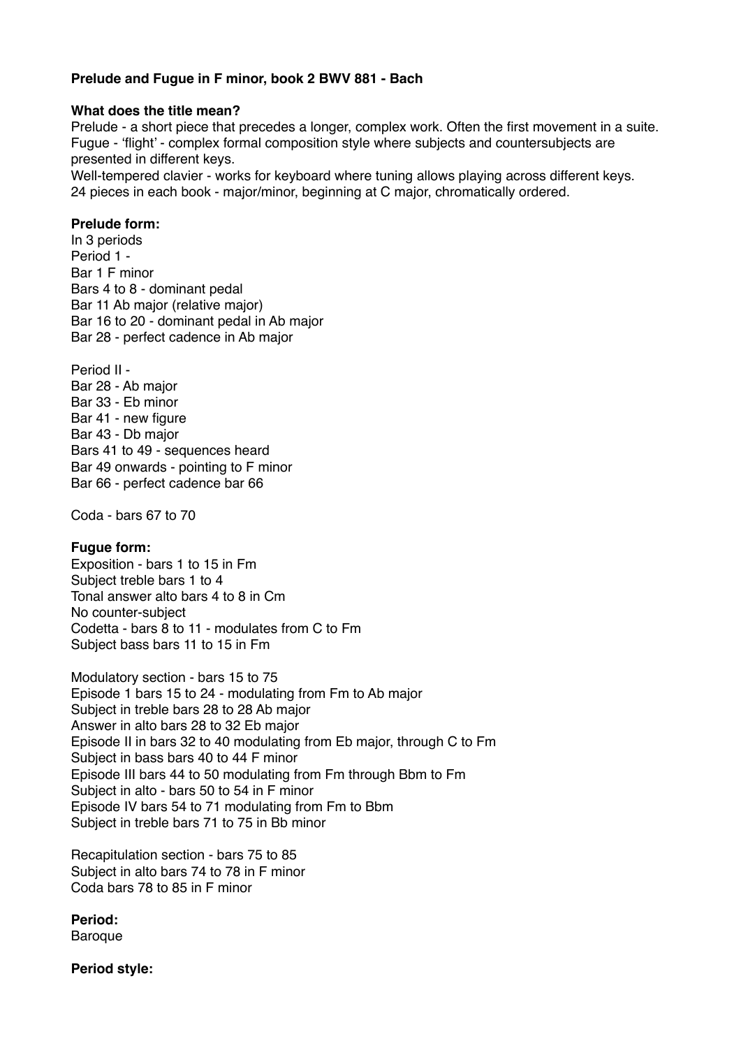**Prelude and Fugue in F minor, book 2 BWV 881 - Bach**

**What does the title mean?**

Prelude - a short piece that precedes a longer, complex work. Often the first movement in a suite.
Fugue - 'flight' - complex formal composition style where subjects and countersubjects are presented in different keys.
Well-tempered clavier - works for keyboard where tuning allows playing across different keys.
24 pieces in each book - major/minor, beginning at C major, chromatically ordered.

**Prelude form:**

In 3 periods
Period 1 -
Bar 1 F minor
Bars 4 to 8 - dominant pedal
Bar 11 Ab major (relative major)
Bar 16 to 20 - dominant pedal in Ab major
Bar 28 - perfect cadence in Ab major

Period II -
Bar 28 - Ab major
Bar 33 - Eb minor
Bar 41 - new figure
Bar 43 - Db major
Bars 41 to 49 - sequences heard
Bar 49 onwards - pointing to F minor
Bar 66 - perfect cadence bar 66

Coda - bars 67 to 70

**Fugue form:**

Exposition - bars 1 to 15 in Fm
Subject treble bars 1 to 4
Tonal answer alto bars 4 to 8 in Cm
No counter-subject
Codetta - bars 8 to 11 - modulates from C to Fm
Subject bass bars 11 to 15 in Fm

Modulatory section - bars 15 to 75
Episode 1 bars 15 to 24 - modulating from Fm to Ab major
Subject in treble bars 28 to 28 Ab major
Answer in alto bars 28 to 32 Eb major
Episode II in bars 32 to 40 modulating from Eb major, through C to Fm
Subject in bass bars 40 to 44 F minor
Episode III bars 44 to 50 modulating from Fm through Bbm to Fm
Subject in alto - bars 50 to 54 in F minor
Episode IV bars 54 to 71 modulating from Fm to Bbm
Subject in treble bars 71 to 75 in Bb minor

Recapitulation section - bars 75 to 85
Subject in alto bars 74 to 78 in F minor
Coda bars 78 to 85 in F minor

**Period:**

Baroque

**Period style:**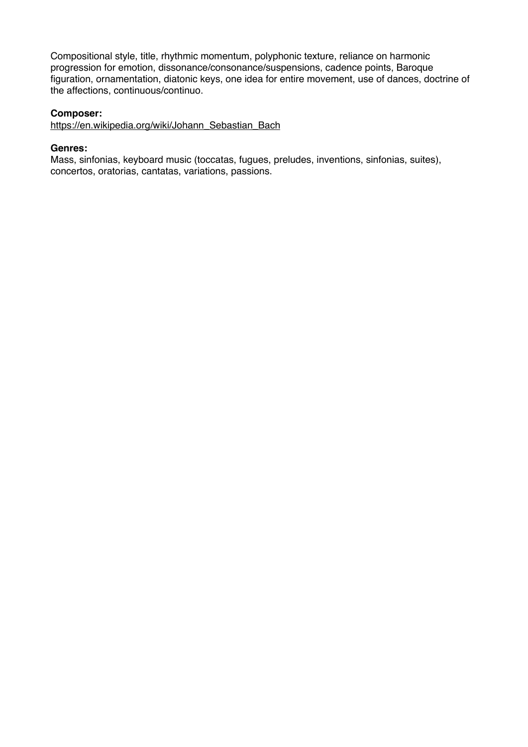Compositional style, title, rhythmic momentum, polyphonic texture, reliance on harmonic progression for emotion, dissonance/consonance/suspensions, cadence points, Baroque figuration, ornamentation, diatonic keys, one idea for entire movement, use of dances, doctrine of the affections, continuous/continuo.

**Composer:**
[https://en.wikipedia.org/wiki/Johann_Sebastian_Bach](https://en.wikipedia.org/wiki/Johann_Sebastian_Bach)

**Genres:**
Mass, sinfonias, keyboard music (toccatas, fugues, preludes, inventions, sinfonias, suites), concertos, oratorias, cantatas, variations, passions.